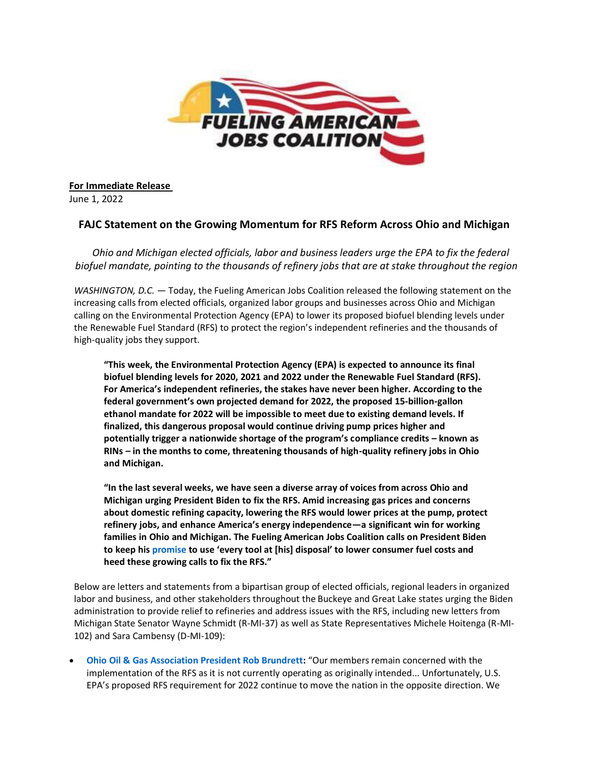FUELING AMERICAN JOBS COALITION

**For Immediate Release**
June 1, 2022

## FAJC Statement on the Growing Momentum for RFS Reform Across Ohio and Michigan

*Ohio and Michigan elected officials, labor and business leaders urge the EPA to fix the federal biofuel mandate, pointing to the thousands of refinery jobs that are at stake throughout the region*

*WASHINGTON, D.C.* — Today, the Fueling American Jobs Coalition released the following statement on the increasing calls from elected officials, organized labor groups and businesses across Ohio and Michigan calling on the Environmental Protection Agency (EPA) to lower its proposed biofuel blending levels under the Renewable Fuel Standard (RFS) to protect the region's independent refineries and the thousands of high-quality jobs they support.

> **"This week, the Environmental Protection Agency (EPA) is expected to announce its final biofuel blending levels for 2020, 2021 and 2022 under the Renewable Fuel Standard (RFS). For America's independent refineries, the stakes have never been higher. According to the federal government's own projected demand for 2022, the proposed 15-billion-gallon ethanol mandate for 2022 will be impossible to meet due to existing demand levels. If finalized, this dangerous proposal would continue driving pump prices higher and potentially trigger a nationwide shortage of the program's compliance credits – known as RINs – in the months to come, threatening thousands of high-quality refinery jobs in Ohio and Michigan.**
>
> **"In the last several weeks, we have seen a diverse array of voices from across Ohio and Michigan urging President Biden to fix the RFS. Amid increasing gas prices and concerns about domestic refining capacity, lowering the RFS would lower prices at the pump, protect refinery jobs, and enhance America's energy independence—a significant win for working families in Ohio and Michigan. The Fueling American Jobs Coalition calls on President Biden to keep his promise to use 'every tool at [his] disposal' to lower consumer fuel costs and heed these growing calls to fix the RFS."**

Below are letters and statements from a bipartisan group of elected officials, regional leaders in organized labor and business, and other stakeholders throughout the Buckeye and Great Lake states urging the Biden administration to provide relief to refineries and address issues with the RFS, including new letters from Michigan State Senator Wayne Schmidt (R-MI-37) as well as State Representatives Michele Hoitenga (R-MI-102) and Sara Cambensy (D-MI-109):

- **Ohio Oil & Gas Association President Rob Brundrett:** "Our members remain concerned with the implementation of the RFS as it is not currently operating as originally intended... Unfortunately, U.S. EPA's proposed RFS requirement for 2022 continue to move the nation in the opposite direction. We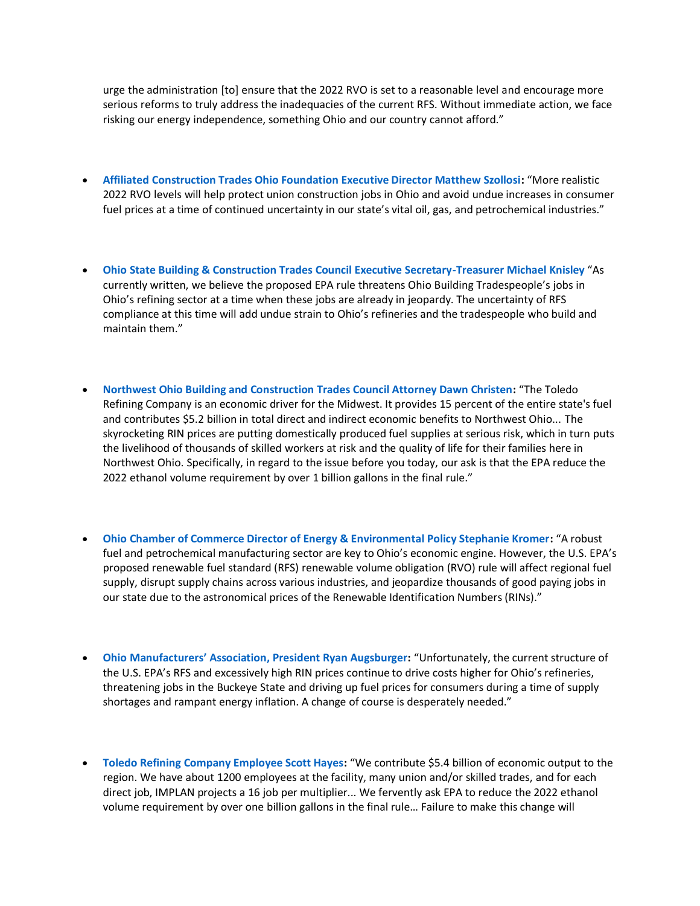urge the administration [to] ensure that the 2022 RVO is set to a reasonable level and encourage more serious reforms to truly address the inadequacies of the current RFS. Without immediate action, we face risking our energy independence, something Ohio and our country cannot afford."

- **Affiliated Construction Trades Ohio Foundation Executive Director Matthew Szollosi:** "More realistic 2022 RVO levels will help protect union construction jobs in Ohio and avoid undue increases in consumer fuel prices at a time of continued uncertainty in our state's vital oil, gas, and petrochemical industries."

- **Ohio State Building & Construction Trades Council Executive Secretary-Treasurer Michael Knisley** "As currently written, we believe the proposed EPA rule threatens Ohio Building Tradespeople's jobs in Ohio's refining sector at a time when these jobs are already in jeopardy. The uncertainty of RFS compliance at this time will add undue strain to Ohio's refineries and the tradespeople who build and maintain them."

- **Northwest Ohio Building and Construction Trades Council Attorney Dawn Christen:** "The Toledo Refining Company is an economic driver for the Midwest. It provides 15 percent of the entire state's fuel and contributes $5.2 billion in total direct and indirect economic benefits to Northwest Ohio... The skyrocketing RIN prices are putting domestically produced fuel supplies at serious risk, which in turn puts the livelihood of thousands of skilled workers at risk and the quality of life for their families here in Northwest Ohio. Specifically, in regard to the issue before you today, our ask is that the EPA reduce the 2022 ethanol volume requirement by over 1 billion gallons in the final rule."

- **Ohio Chamber of Commerce Director of Energy & Environmental Policy Stephanie Kromer:** "A robust fuel and petrochemical manufacturing sector are key to Ohio's economic engine. However, the U.S. EPA's proposed renewable fuel standard (RFS) renewable volume obligation (RVO) rule will affect regional fuel supply, disrupt supply chains across various industries, and jeopardize thousands of good paying jobs in our state due to the astronomical prices of the Renewable Identification Numbers (RINs)."

- **Ohio Manufacturers' Association, President Ryan Augsburger:** "Unfortunately, the current structure of the U.S. EPA's RFS and excessively high RIN prices continue to drive costs higher for Ohio's refineries, threatening jobs in the Buckeye State and driving up fuel prices for consumers during a time of supply shortages and rampant energy inflation. A change of course is desperately needed."

- **Toledo Refining Company Employee Scott Hayes:** "We contribute $5.4 billion of economic output to the region. We have about 1200 employees at the facility, many union and/or skilled trades, and for each direct job, IMPLAN projects a 16 job per multiplier... We fervently ask EPA to reduce the 2022 ethanol volume requirement by over one billion gallons in the final rule… Failure to make this change will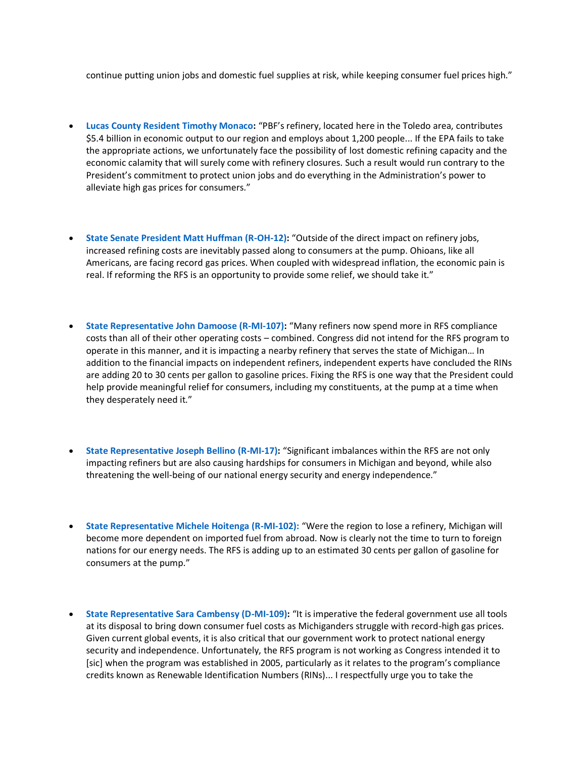continue putting union jobs and domestic fuel supplies at risk, while keeping consumer fuel prices high."

- **Lucas County Resident Timothy Monaco:** "PBF's refinery, located here in the Toledo area, contributes $5.4 billion in economic output to our region and employs about 1,200 people... If the EPA fails to take the appropriate actions, we unfortunately face the possibility of lost domestic refining capacity and the economic calamity that will surely come with refinery closures. Such a result would run contrary to the President's commitment to protect union jobs and do everything in the Administration's power to alleviate high gas prices for consumers."

- **State Senate President Matt Huffman (R-OH-12):** "Outside of the direct impact on refinery jobs, increased refining costs are inevitably passed along to consumers at the pump. Ohioans, like all Americans, are facing record gas prices. When coupled with widespread inflation, the economic pain is real. If reforming the RFS is an opportunity to provide some relief, we should take it."

- **State Representative John Damoose (R-MI-107):** "Many refiners now spend more in RFS compliance costs than all of their other operating costs – combined. Congress did not intend for the RFS program to operate in this manner, and it is impacting a nearby refinery that serves the state of Michigan… In addition to the financial impacts on independent refiners, independent experts have concluded the RINs are adding 20 to 30 cents per gallon to gasoline prices. Fixing the RFS is one way that the President could help provide meaningful relief for consumers, including my constituents, at the pump at a time when they desperately need it."

- **State Representative Joseph Bellino (R-MI-17):** "Significant imbalances within the RFS are not only impacting refiners but are also causing hardships for consumers in Michigan and beyond, while also threatening the well-being of our national energy security and energy independence."

- **State Representative Michele Hoitenga (R-MI-102):** "Were the region to lose a refinery, Michigan will become more dependent on imported fuel from abroad. Now is clearly not the time to turn to foreign nations for our energy needs. The RFS is adding up to an estimated 30 cents per gallon of gasoline for consumers at the pump."

- **State Representative Sara Cambensy (D-MI-109):** "It is imperative the federal government use all tools at its disposal to bring down consumer fuel costs as Michiganders struggle with record-high gas prices. Given current global events, it is also critical that our government work to protect national energy security and independence. Unfortunately, the RFS program is not working as Congress intended it to [sic] when the program was established in 2005, particularly as it relates to the program's compliance credits known as Renewable Identification Numbers (RINs)... I respectfully urge you to take the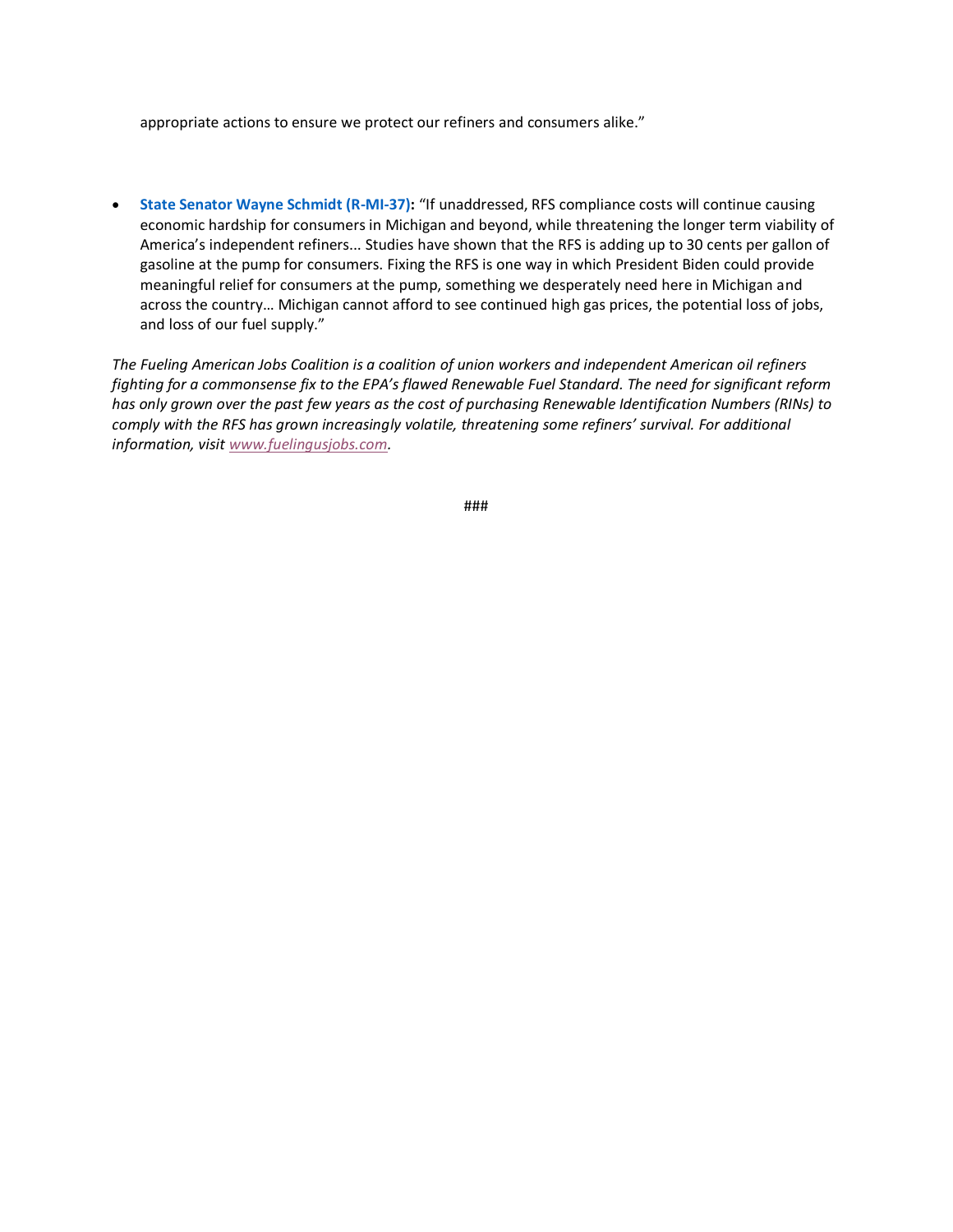appropriate actions to ensure we protect our refiners and consumers alike."

- **State Senator Wayne Schmidt (R-MI-37):** "If unaddressed, RFS compliance costs will continue causing economic hardship for consumers in Michigan and beyond, while threatening the longer term viability of America's independent refiners... Studies have shown that the RFS is adding up to 30 cents per gallon of gasoline at the pump for consumers. Fixing the RFS is one way in which President Biden could provide meaningful relief for consumers at the pump, something we desperately need here in Michigan and across the country… Michigan cannot afford to see continued high gas prices, the potential loss of jobs, and loss of our fuel supply."

*The Fueling American Jobs Coalition is a coalition of union workers and independent American oil refiners fighting for a commonsense fix to the EPA's flawed Renewable Fuel Standard. The need for significant reform has only grown over the past few years as the cost of purchasing Renewable Identification Numbers (RINs) to comply with the RFS has grown increasingly volatile, threatening some refiners' survival. For additional information, visit [www.fuelingusjobs.com](http://www.fuelingusjobs.com).*

###